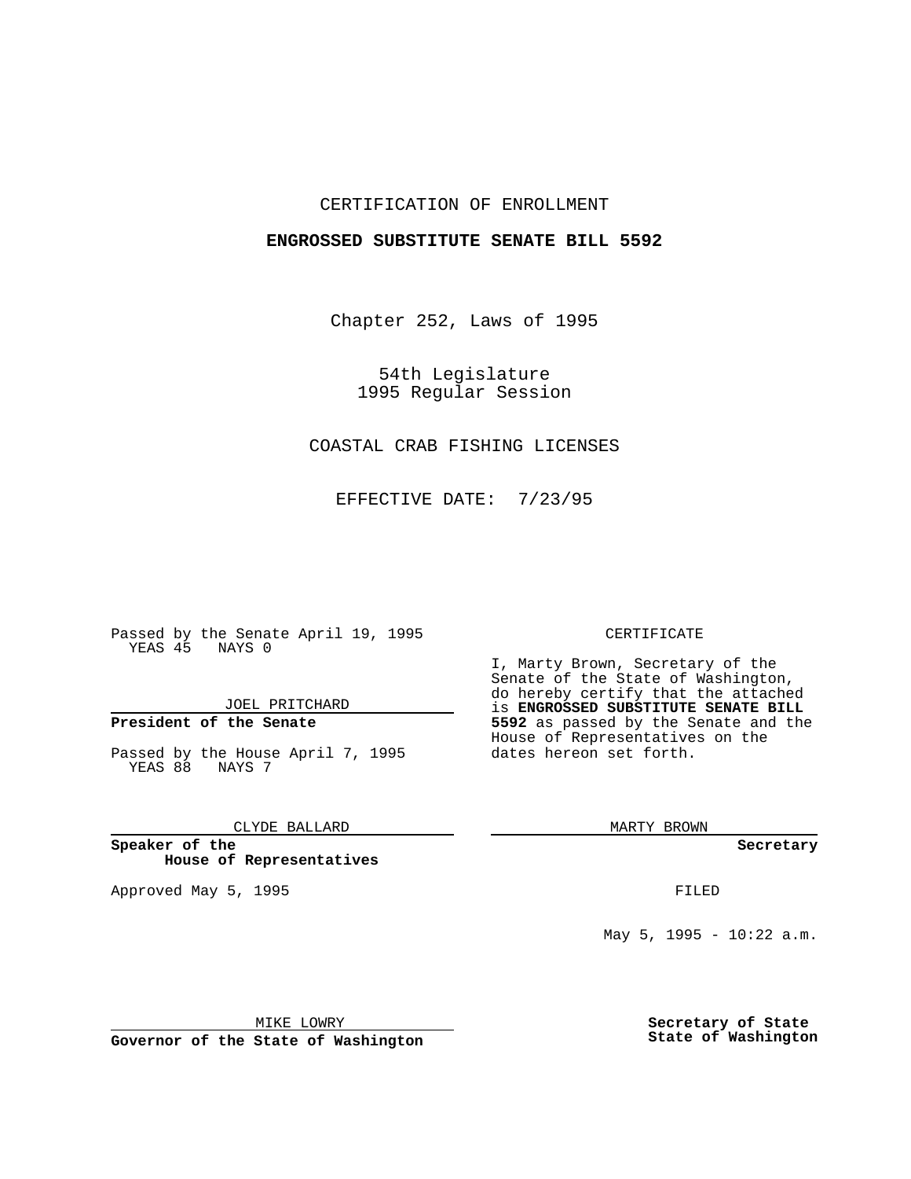CERTIFICATION OF ENROLLMENT

**ENGROSSED SUBSTITUTE SENATE BILL 5592**

Chapter 252, Laws of 1995

54th Legislature
1995 Regular Session

COASTAL CRAB FISHING LICENSES

EFFECTIVE DATE: 7/23/95

Passed by the Senate April 19, 1995
YEAS 45 NAYS 0

JOEL PRITCHARD

**President of the Senate**

Passed by the House April 7, 1995
YEAS 88 NAYS 7

CLYDE BALLARD

**Speaker of the House of Representatives**

Approved May 5, 1995

MIKE LOWRY

**Governor of the State of Washington**

CERTIFICATE

I, Marty Brown, Secretary of the Senate of the State of Washington, do hereby certify that the attached is **ENGROSSED SUBSTITUTE SENATE BILL 5592** as passed by the Senate and the House of Representatives on the dates hereon set forth.

MARTY BROWN

**Secretary**

FILED

May 5, 1995 - 10:22 a.m.

**Secretary of State**
**State of Washington**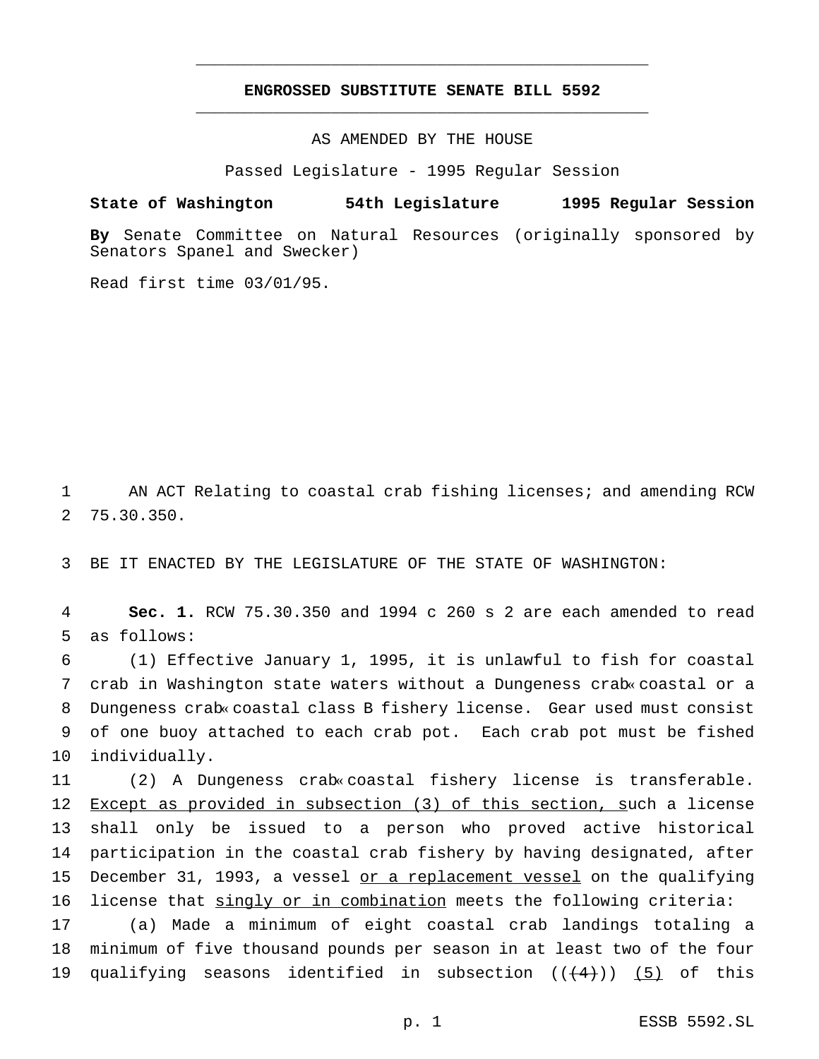# ENGROSSED SUBSTITUTE SENATE BILL 5592

AS AMENDED BY THE HOUSE

Passed Legislature - 1995 Regular Session

**State of Washington 54th Legislature 1995 Regular Session**

**By** Senate Committee on Natural Resources (originally sponsored by Senators Spanel and Swecker)

Read first time 03/01/95.

AN ACT Relating to coastal crab fishing licenses; and amending RCW 75.30.350.

BE IT ENACTED BY THE LEGISLATURE OF THE STATE OF WASHINGTON:

**Sec. 1.** RCW 75.30.350 and 1994 c 260 s 2 are each amended to read as follows:

(1) Effective January 1, 1995, it is unlawful to fish for coastal crab in Washington state waters without a Dungeness crab—coastal or a Dungeness crab—coastal class B fishery license. Gear used must consist of one buoy attached to each crab pot. Each crab pot must be fished individually.

(2) A Dungeness crab—coastal fishery license is transferable. <u>Except as provided in subsection (3) of this section, s</u>uch a license shall only be issued to a person who proved active historical participation in the coastal crab fishery by having designated, after December 31, 1993, a vessel <u>or a replacement vessel</u> on the qualifying license that <u>singly or in combination</u> meets the following criteria:

(a) Made a minimum of eight coastal crab landings totaling a minimum of five thousand pounds per season in at least two of the four qualifying seasons identified in subsection ((~~(4)~~)) <u>(5)</u> of this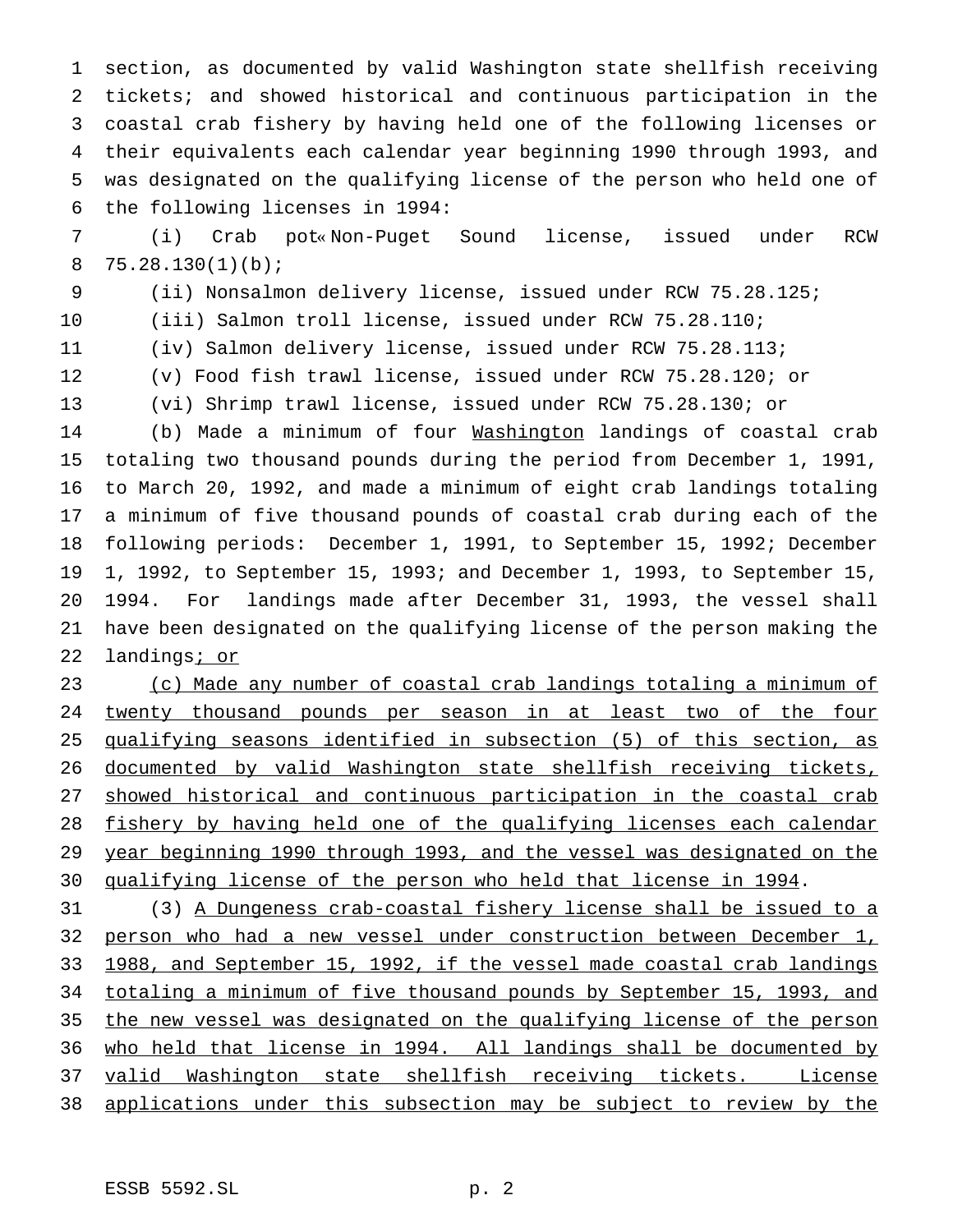section, as documented by valid Washington state shellfish receiving tickets; and showed historical and continuous participation in the coastal crab fishery by having held one of the following licenses or their equivalents each calendar year beginning 1990 through 1993, and was designated on the qualifying license of the person who held one of the following licenses in 1994:

(i) Crab pot« Non-Puget Sound license, issued under RCW 75.28.130(1)(b);

(ii) Nonsalmon delivery license, issued under RCW 75.28.125;

(iii) Salmon troll license, issued under RCW 75.28.110;

(iv) Salmon delivery license, issued under RCW 75.28.113;

(v) Food fish trawl license, issued under RCW 75.28.120; or

(vi) Shrimp trawl license, issued under RCW 75.28.130; or

(b) Made a minimum of four <u>Washington</u> landings of coastal crab totaling two thousand pounds during the period from December 1, 1991, to March 20, 1992, and made a minimum of eight crab landings totaling a minimum of five thousand pounds of coastal crab during each of the following periods: December 1, 1991, to September 15, 1992; December 1, 1992, to September 15, 1993; and December 1, 1993, to September 15, 1994. For landings made after December 31, 1993, the vessel shall have been designated on the qualifying license of the person making the landings<u>; or</u>

<u>(c) Made any number of coastal crab landings totaling a minimum of twenty thousand pounds per season in at least two of the four qualifying seasons identified in subsection (5) of this section, as documented by valid Washington state shellfish receiving tickets, showed historical and continuous participation in the coastal crab fishery by having held one of the qualifying licenses each calendar year beginning 1990 through 1993, and the vessel was designated on the qualifying license of the person who held that license in 1994</u>.

(3) <u>A Dungeness crab-coastal fishery license shall be issued to a person who had a new vessel under construction between December 1, 1988, and September 15, 1992, if the vessel made coastal crab landings totaling a minimum of five thousand pounds by September 15, 1993, and the new vessel was designated on the qualifying license of the person who held that license in 1994. All landings shall be documented by valid Washington state shellfish receiving tickets. License applications under this subsection may be subject to review by the</u>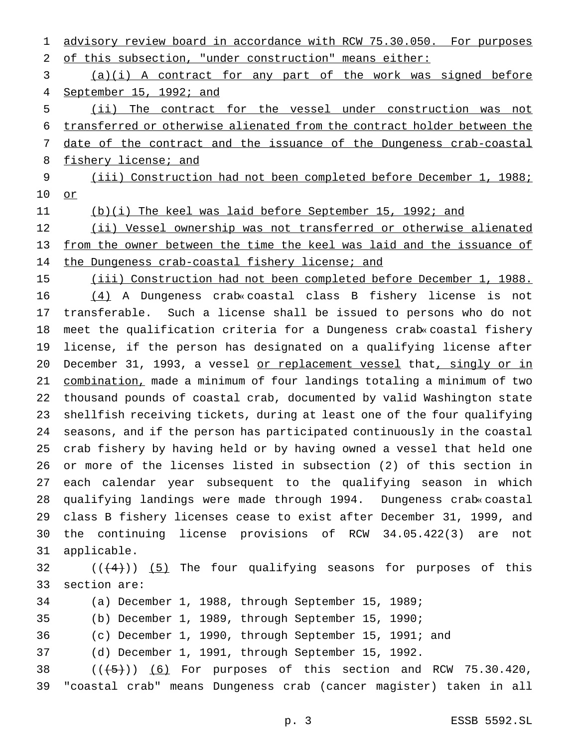advisory review board in accordance with RCW 75.30.050. For purposes of this subsection, "under construction" means either:

(a)(i) A contract for any part of the work was signed before September 15, 1992; and

(ii) The contract for the vessel under construction was not transferred or otherwise alienated from the contract holder between the date of the contract and the issuance of the Dungeness crab-coastal fishery license; and

(iii) Construction had not been completed before December 1, 1988; or

(b)(i) The keel was laid before September 15, 1992; and

(ii) Vessel ownership was not transferred or otherwise alienated from the owner between the time the keel was laid and the issuance of the Dungeness crab-coastal fishery license; and

(iii) Construction had not been completed before December 1, 1988.

(4) A Dungeness crab-coastal class B fishery license is not transferable. Such a license shall be issued to persons who do not meet the qualification criteria for a Dungeness crab-coastal fishery license, if the person has designated on a qualifying license after December 31, 1993, a vessel or replacement vessel that, singly or in combination, made a minimum of four landings totaling a minimum of two thousand pounds of coastal crab, documented by valid Washington state shellfish receiving tickets, during at least one of the four qualifying seasons, and if the person has participated continuously in the coastal crab fishery by having held or by having owned a vessel that held one or more of the licenses listed in subsection (2) of this section in each calendar year subsequent to the qualifying season in which qualifying landings were made through 1994. Dungeness crab-coastal class B fishery licenses cease to exist after December 31, 1999, and the continuing license provisions of RCW 34.05.422(3) are not applicable.

(((4))) (5) The four qualifying seasons for purposes of this section are:

(a) December 1, 1988, through September 15, 1989;

(b) December 1, 1989, through September 15, 1990;

(c) December 1, 1990, through September 15, 1991; and

(d) December 1, 1991, through September 15, 1992.

(((5))) (6) For purposes of this section and RCW 75.30.420, "coastal crab" means Dungeness crab (cancer magister) taken in all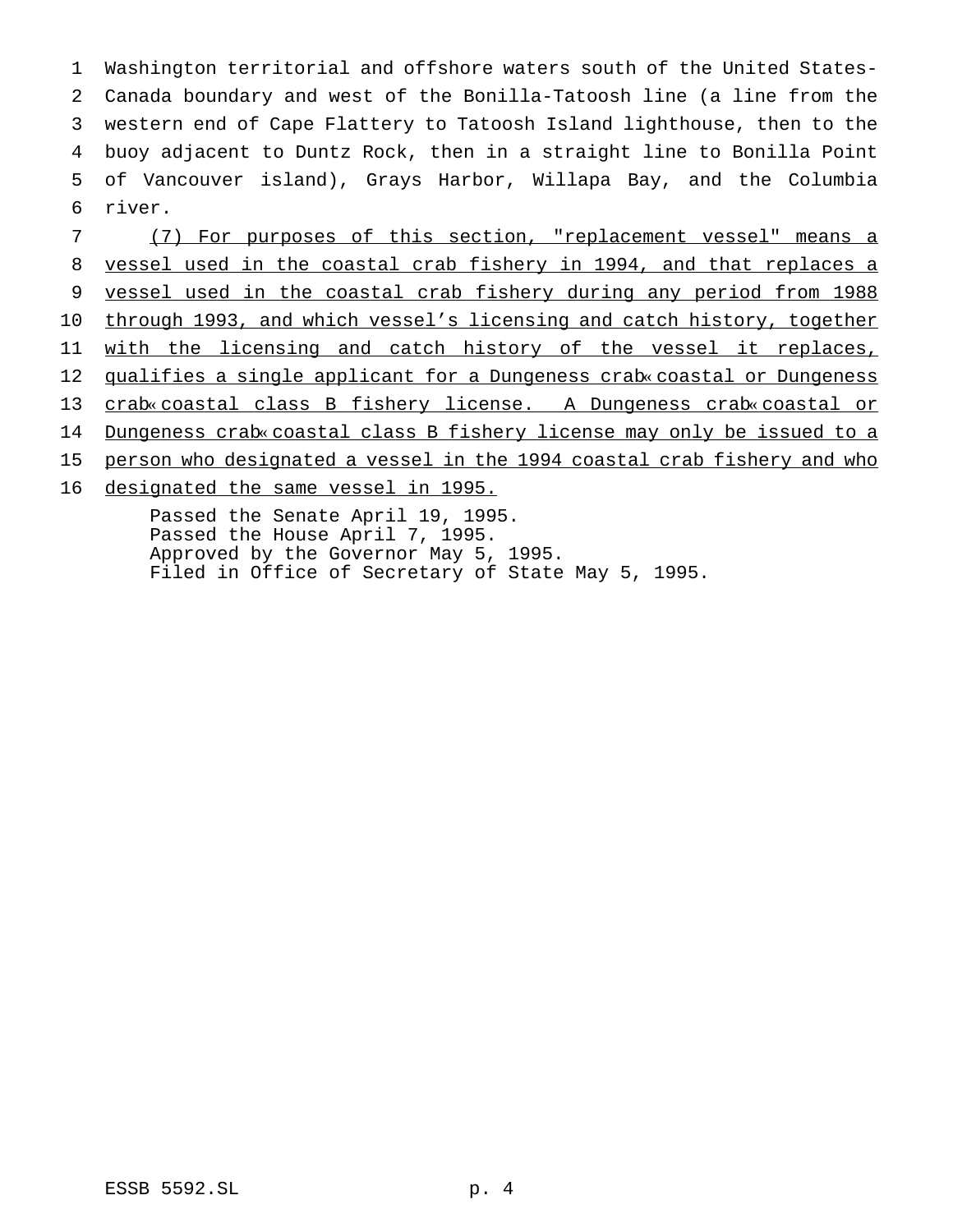Washington territorial and offshore waters south of the United States-Canada boundary and west of the Bonilla-Tatoosh line (a line from the western end of Cape Flattery to Tatoosh Island lighthouse, then to the buoy adjacent to Duntz Rock, then in a straight line to Bonilla Point of Vancouver island), Grays Harbor, Willapa Bay, and the Columbia river.

<u>(7) For purposes of this section, "replacement vessel" means a vessel used in the coastal crab fishery in 1994, and that replaces a vessel used in the coastal crab fishery during any period from 1988 through 1993, and which vessel's licensing and catch history, together with the licensing and catch history of the vessel it replaces, qualifies a single applicant for a Dungeness crab«coastal or Dungeness crab«coastal class B fishery license. A Dungeness crab«coastal or Dungeness crab«coastal class B fishery license may only be issued to a person who designated a vessel in the 1994 coastal crab fishery and who designated the same vessel in 1995.</u>

Passed the Senate April 19, 1995.
Passed the House April 7, 1995.
Approved by the Governor May 5, 1995.
Filed in Office of Secretary of State May 5, 1995.